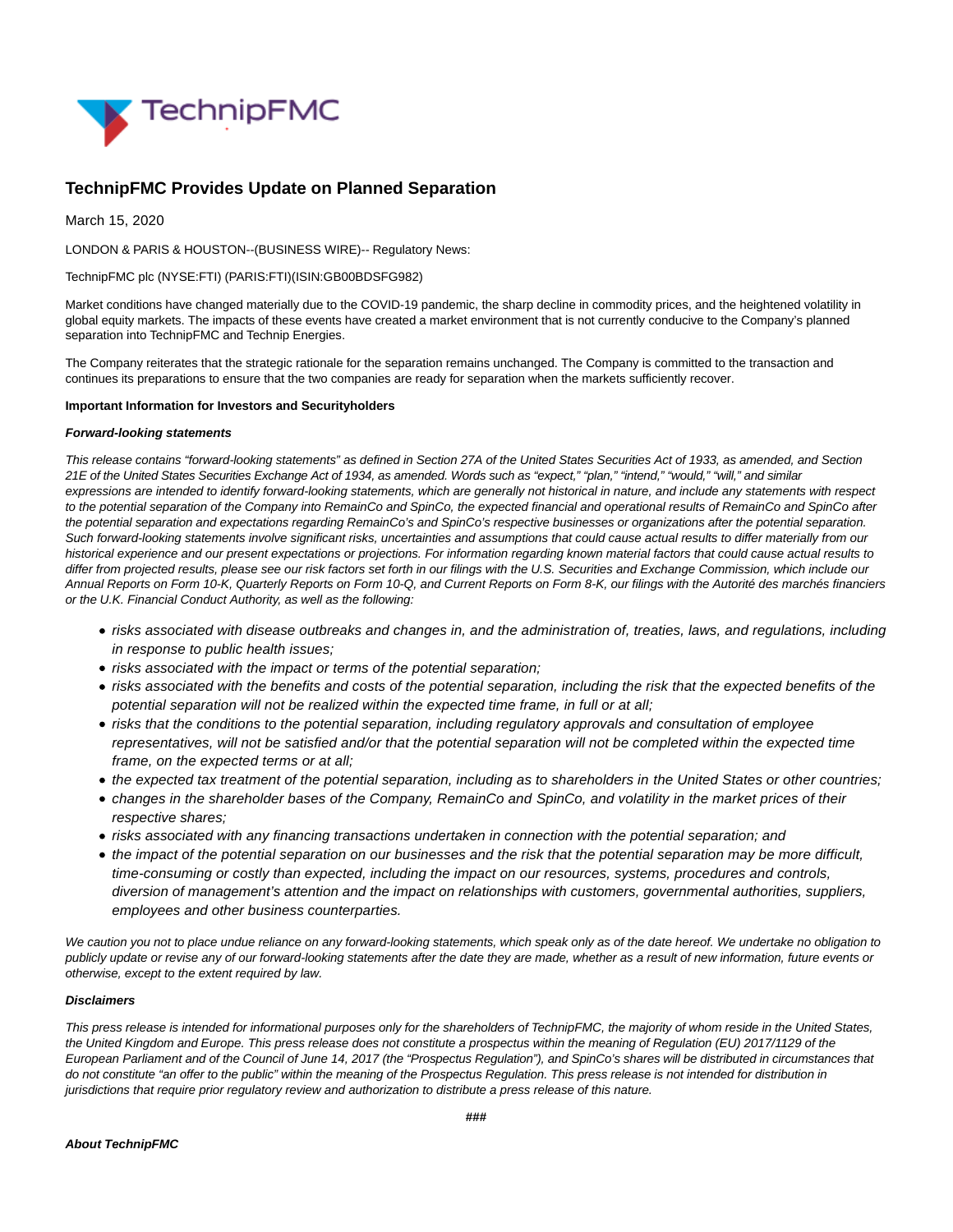# TechnipFMC Provides Update on Planned Separation

March 15, 2020

LONDON & PARIS & HOUSTON--(BUSINESS WIRE)-- Regulatory News:

TechnipFMC plc (NYSE:FTI) (PARIS:FTI)(ISIN:GB00BDSFG982)

Market conditions have changed materially due to the COVID-19 pandemic, the sharp decline in commodity prices, and the heightened volatility in global equity markets. The impacts of these events have created a market environment that is not currently conducive to the Company's planned separation into TechnipFMC and Technip Energies.

The Company reiterates that the strategic rationale for the separation remains unchanged. The Company is committed to the transaction and continues its preparations to ensure that the two companies are ready for separation when the markets sufficiently recover.

**Important Information for Investors and Securityholders**

***Forward-looking statements***

*This release contains "forward-looking statements" as defined in Section 27A of the United States Securities Act of 1933, as amended, and Section 21E of the United States Securities Exchange Act of 1934, as amended. Words such as "expect," "plan," "intend," "would," "will," and similar expressions are intended to identify forward-looking statements, which are generally not historical in nature, and include any statements with respect to the potential separation of the Company into RemainCo and SpinCo, the expected financial and operational results of RemainCo and SpinCo after the potential separation and expectations regarding RemainCo's and SpinCo's respective businesses or organizations after the potential separation. Such forward-looking statements involve significant risks, uncertainties and assumptions that could cause actual results to differ materially from our historical experience and our present expectations or projections. For information regarding known material factors that could cause actual results to differ from projected results, please see our risk factors set forth in our filings with the U.S. Securities and Exchange Commission, which include our Annual Reports on Form 10-K, Quarterly Reports on Form 10-Q, and Current Reports on Form 8-K, our filings with the Autorité des marchés financiers or the U.K. Financial Conduct Authority, as well as the following:*

- *risks associated with disease outbreaks and changes in, and the administration of, treaties, laws, and regulations, including in response to public health issues;*
- *risks associated with the impact or terms of the potential separation;*
- *risks associated with the benefits and costs of the potential separation, including the risk that the expected benefits of the potential separation will not be realized within the expected time frame, in full or at all;*
- *risks that the conditions to the potential separation, including regulatory approvals and consultation of employee representatives, will not be satisfied and/or that the potential separation will not be completed within the expected time frame, on the expected terms or at all;*
- *the expected tax treatment of the potential separation, including as to shareholders in the United States or other countries;*
- *changes in the shareholder bases of the Company, RemainCo and SpinCo, and volatility in the market prices of their respective shares;*
- *risks associated with any financing transactions undertaken in connection with the potential separation; and*
- *the impact of the potential separation on our businesses and the risk that the potential separation may be more difficult, time-consuming or costly than expected, including the impact on our resources, systems, procedures and controls, diversion of management's attention and the impact on relationships with customers, governmental authorities, suppliers, employees and other business counterparties.*

*We caution you not to place undue reliance on any forward-looking statements, which speak only as of the date hereof. We undertake no obligation to publicly update or revise any of our forward-looking statements after the date they are made, whether as a result of new information, future events or otherwise, except to the extent required by law.*

***Disclaimers***

*This press release is intended for informational purposes only for the shareholders of TechnipFMC, the majority of whom reside in the United States, the United Kingdom and Europe. This press release does not constitute a prospectus within the meaning of Regulation (EU) 2017/1129 of the European Parliament and of the Council of June 14, 2017 (the "Prospectus Regulation"), and SpinCo's shares will be distributed in circumstances that do not constitute "an offer to the public" within the meaning of the Prospectus Regulation. This press release is not intended for distribution in jurisdictions that require prior regulatory review and authorization to distribute a press release of this nature.*

###

***About TechnipFMC***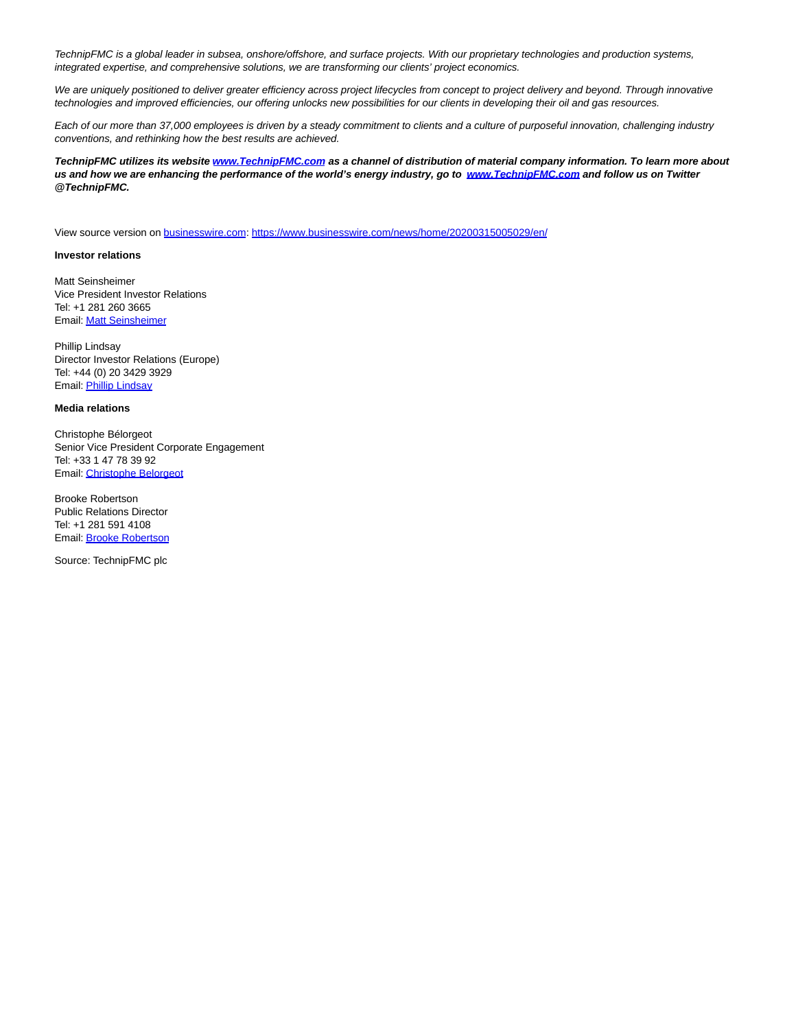*TechnipFMC is a global leader in subsea, onshore/offshore, and surface projects. With our proprietary technologies and production systems, integrated expertise, and comprehensive solutions, we are transforming our clients' project economics.*

*We are uniquely positioned to deliver greater efficiency across project lifecycles from concept to project delivery and beyond. Through innovative technologies and improved efficiencies, our offering unlocks new possibilities for our clients in developing their oil and gas resources.*

*Each of our more than 37,000 employees is driven by a steady commitment to clients and a culture of purposeful innovation, challenging industry conventions, and rethinking how the best results are achieved.*

***TechnipFMC utilizes its website [www.TechnipFMC.com](http://www.TechnipFMC.com) as a channel of distribution of material company information. To learn more about us and how we are enhancing the performance of the world's energy industry, go to [www.TechnipFMC.com](http://www.TechnipFMC.com) and follow us on Twitter @TechnipFMC.***

View source version on [businesswire.com](http://businesswire.com): [https://www.businesswire.com/news/home/20200315005029/en/](https://www.businesswire.com/news/home/20200315005029/en/)

**Investor relations**

Matt Seinsheimer
Vice President Investor Relations
Tel: +1 281 260 3665
Email: Matt Seinsheimer

Phillip Lindsay
Director Investor Relations (Europe)
Tel: +44 (0) 20 3429 3929
Email: Phillip Lindsay

**Media relations**

Christophe Bélorgeot
Senior Vice President Corporate Engagement
Tel: +33 1 47 78 39 92
Email: Christophe Belorgeot

Brooke Robertson
Public Relations Director
Tel: +1 281 591 4108
Email: Brooke Robertson

Source: TechnipFMC plc